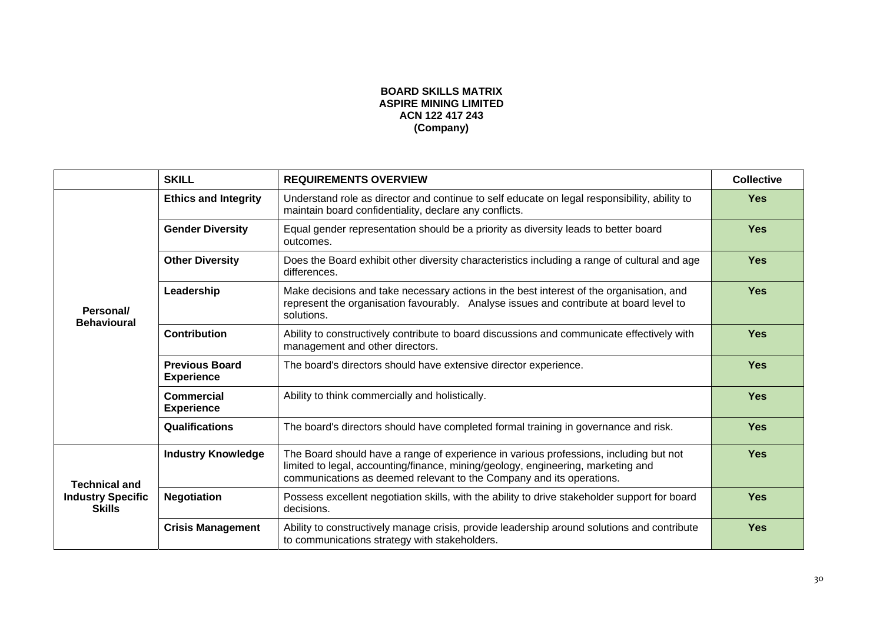**BOARD SKILLS MATRIX**
**ASPIRE MINING LIMITED**
**ACN 122 417 243**
**(Company)**

| | SKILL | REQUIREMENTS OVERVIEW | Collective |
|---|---|---|---|
| **Personal/ Behavioural** | **Ethics and Integrity** | Understand role as director and continue to self educate on legal responsibility, ability to maintain board confidentiality, declare any conflicts. | **Yes** |
| | **Gender Diversity** | Equal gender representation should be a priority as diversity leads to better board outcomes. | **Yes** |
| | **Other Diversity** | Does the Board exhibit other diversity characteristics including a range of cultural and age differences. | **Yes** |
| | **Leadership** | Make decisions and take necessary actions in the best interest of the organisation, and represent the organisation favourably. Analyse issues and contribute at board level to solutions. | **Yes** |
| | **Contribution** | Ability to constructively contribute to board discussions and communicate effectively with management and other directors. | **Yes** |
| | **Previous Board Experience** | The board's directors should have extensive director experience. | **Yes** |
| | **Commercial Experience** | Ability to think commercially and holistically. | **Yes** |
| | **Qualifications** | The board's directors should have completed formal training in governance and risk. | **Yes** |
| **Technical and Industry Specific Skills** | **Industry Knowledge** | The Board should have a range of experience in various professions, including but not limited to legal, accounting/finance, mining/geology, engineering, marketing and communications as deemed relevant to the Company and its operations. | **Yes** |
| | **Negotiation** | Possess excellent negotiation skills, with the ability to drive stakeholder support for board decisions. | **Yes** |
| | **Crisis Management** | Ability to constructively manage crisis, provide leadership around solutions and contribute to communications strategy with stakeholders. | **Yes** |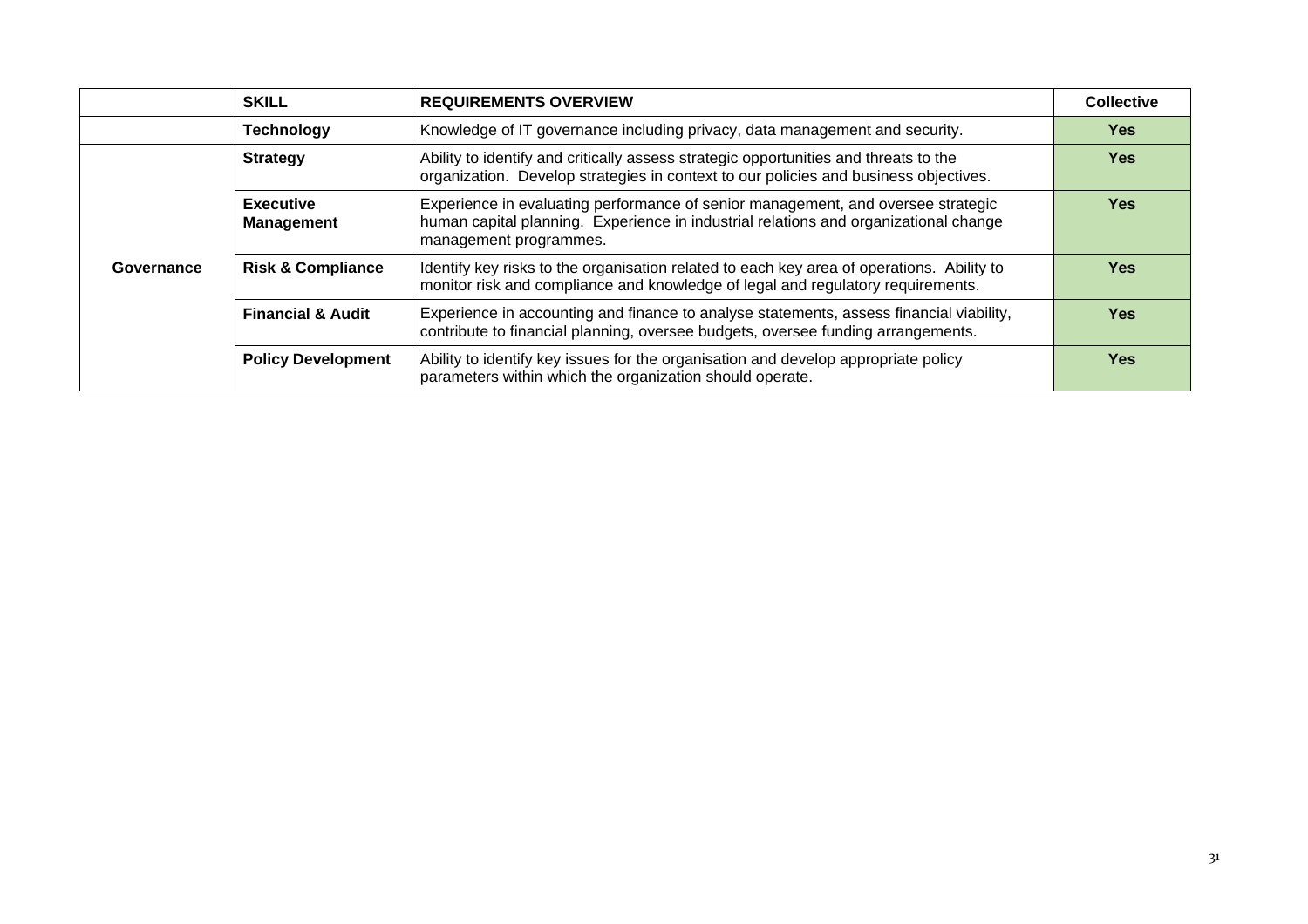| | SKILL | REQUIREMENTS OVERVIEW | Collective |
|---|---|---|---|
| | **Technology** | Knowledge of IT governance including privacy, data management and security. | **Yes** |
| Governance | **Strategy** | Ability to identify and critically assess strategic opportunities and threats to the organization. Develop strategies in context to our policies and business objectives. | **Yes** |
| | **Executive Management** | Experience in evaluating performance of senior management, and oversee strategic human capital planning. Experience in industrial relations and organizational change management programmes. | **Yes** |
| | **Risk & Compliance** | Identify key risks to the organisation related to each key area of operations. Ability to monitor risk and compliance and knowledge of legal and regulatory requirements. | **Yes** |
| | **Financial & Audit** | Experience in accounting and finance to analyse statements, assess financial viability, contribute to financial planning, oversee budgets, oversee funding arrangements. | **Yes** |
| | **Policy Development** | Ability to identify key issues for the organisation and develop appropriate policy parameters within which the organization should operate. | **Yes** |